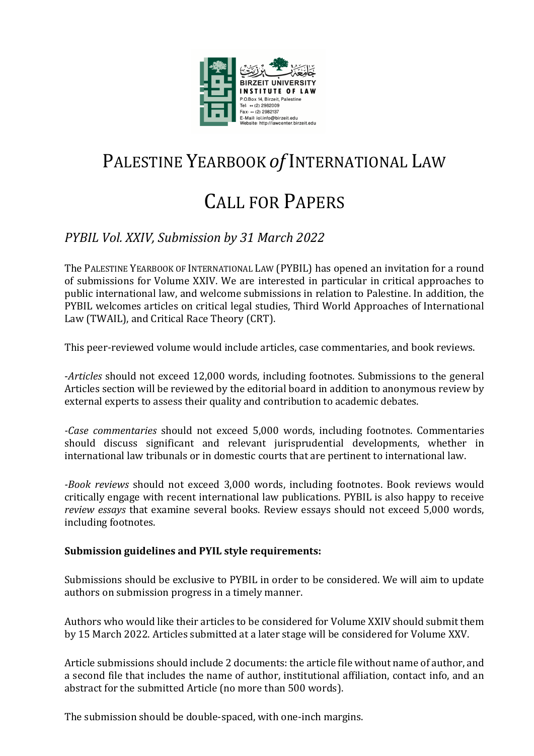# PALESTINE YEARBOOK *of* INTERNATIONAL LAW

# CALL FOR PAPERS

*PYBIL Vol. XXIV, Submission by 31 March 2022*

The PALESTINE YEARBOOK OF INTERNATIONAL LAW (PYBIL) has opened an invitation for a round of submissions for Volume XXIV. We are interested in particular in critical approaches to public international law, and welcome submissions in relation to Palestine. In addition, the PYBIL welcomes articles on critical legal studies, Third World Approaches of International Law (TWAIL), and Critical Race Theory (CRT).

This peer-reviewed volume would include articles, case commentaries, and book reviews.

-*Articles* should not exceed 12,000 words, including footnotes. Submissions to the general Articles section will be reviewed by the editorial board in addition to anonymous review by external experts to assess their quality and contribution to academic debates.

-*Case commentaries* should not exceed 5,000 words, including footnotes. Commentaries should discuss significant and relevant jurisprudential developments, whether in international law tribunals or in domestic courts that are pertinent to international law.

-*Book reviews* should not exceed 3,000 words, including footnotes. Book reviews would critically engage with recent international law publications. PYBIL is also happy to receive *review essays* that examine several books. Review essays should not exceed 5,000 words, including footnotes.

**Submission guidelines and PYIL style requirements:**

Submissions should be exclusive to PYBIL in order to be considered. We will aim to update authors on submission progress in a timely manner.

Authors who would like their articles to be considered for Volume XXIV should submit them by 15 March 2022. Articles submitted at a later stage will be considered for Volume XXV.

Article submissions should include 2 documents: the article file without name of author, and a second file that includes the name of author, institutional affiliation, contact info, and an abstract for the submitted Article (no more than 500 words).

The submission should be double-spaced, with one-inch margins.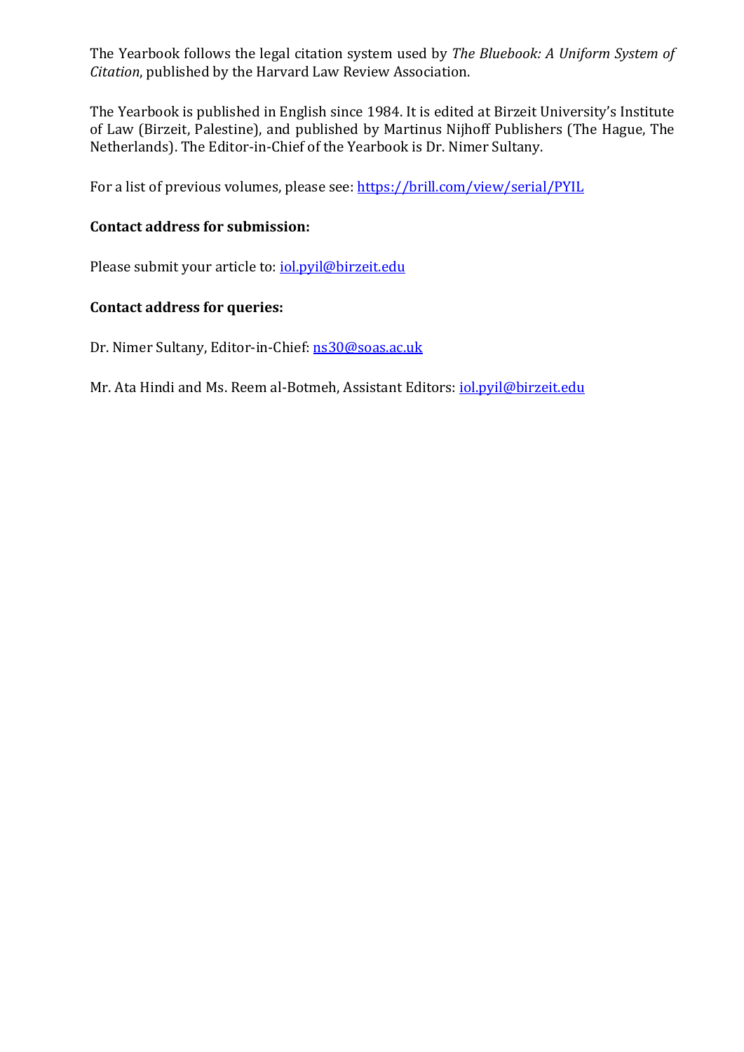The Yearbook follows the legal citation system used by *The Bluebook: A Uniform System of Citation*, published by the Harvard Law Review Association.

The Yearbook is published in English since 1984. It is edited at Birzeit University's Institute of Law (Birzeit, Palestine), and published by Martinus Nijhoff Publishers (The Hague, The Netherlands). The Editor-in-Chief of the Yearbook is Dr. Nimer Sultany.

For a list of previous volumes, please see: https://brill.com/view/serial/PYIL

**Contact address for submission:**

Please submit your article to: iol.pyil@birzeit.edu

**Contact address for queries:**

Dr. Nimer Sultany, Editor-in-Chief: ns30@soas.ac.uk

Mr. Ata Hindi and Ms. Reem al-Botmeh, Assistant Editors: iol.pyil@birzeit.edu